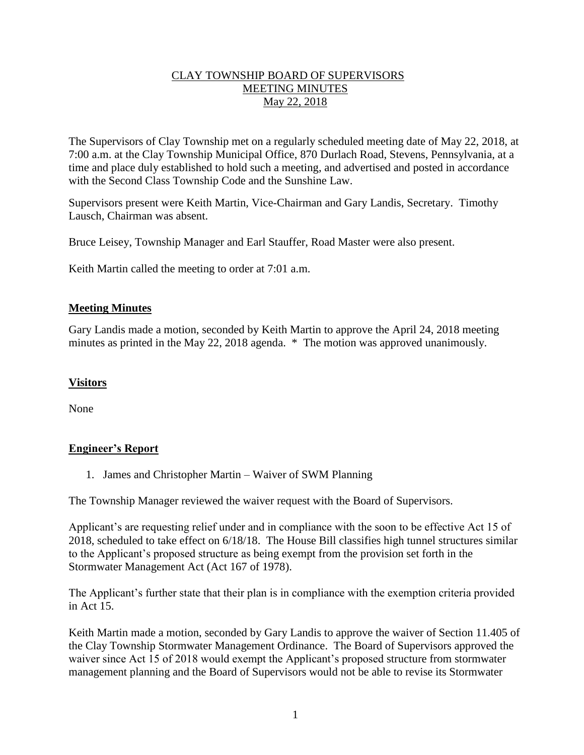# CLAY TOWNSHIP BOARD OF SUPERVISORS
# MEETING MINUTES
# May 22, 2018

The Supervisors of Clay Township met on a regularly scheduled meeting date of May 22, 2018, at 7:00 a.m. at the Clay Township Municipal Office, 870 Durlach Road, Stevens, Pennsylvania, at a time and place duly established to hold such a meeting, and advertised and posted in accordance with the Second Class Township Code and the Sunshine Law.

Supervisors present were Keith Martin, Vice-Chairman and Gary Landis, Secretary. Timothy Lausch, Chairman was absent.

Bruce Leisey, Township Manager and Earl Stauffer, Road Master were also present.

Keith Martin called the meeting to order at 7:01 a.m.

## Meeting Minutes

Gary Landis made a motion, seconded by Keith Martin to approve the April 24, 2018 meeting minutes as printed in the May 22, 2018 agenda. * The motion was approved unanimously.

## Visitors

None

## Engineer's Report

1. James and Christopher Martin – Waiver of SWM Planning

The Township Manager reviewed the waiver request with the Board of Supervisors.

Applicant's are requesting relief under and in compliance with the soon to be effective Act 15 of 2018, scheduled to take effect on 6/18/18. The House Bill classifies high tunnel structures similar to the Applicant's proposed structure as being exempt from the provision set forth in the Stormwater Management Act (Act 167 of 1978).

The Applicant's further state that their plan is in compliance with the exemption criteria provided in Act 15.

Keith Martin made a motion, seconded by Gary Landis to approve the waiver of Section 11.405 of the Clay Township Stormwater Management Ordinance. The Board of Supervisors approved the waiver since Act 15 of 2018 would exempt the Applicant's proposed structure from stormwater management planning and the Board of Supervisors would not be able to revise its Stormwater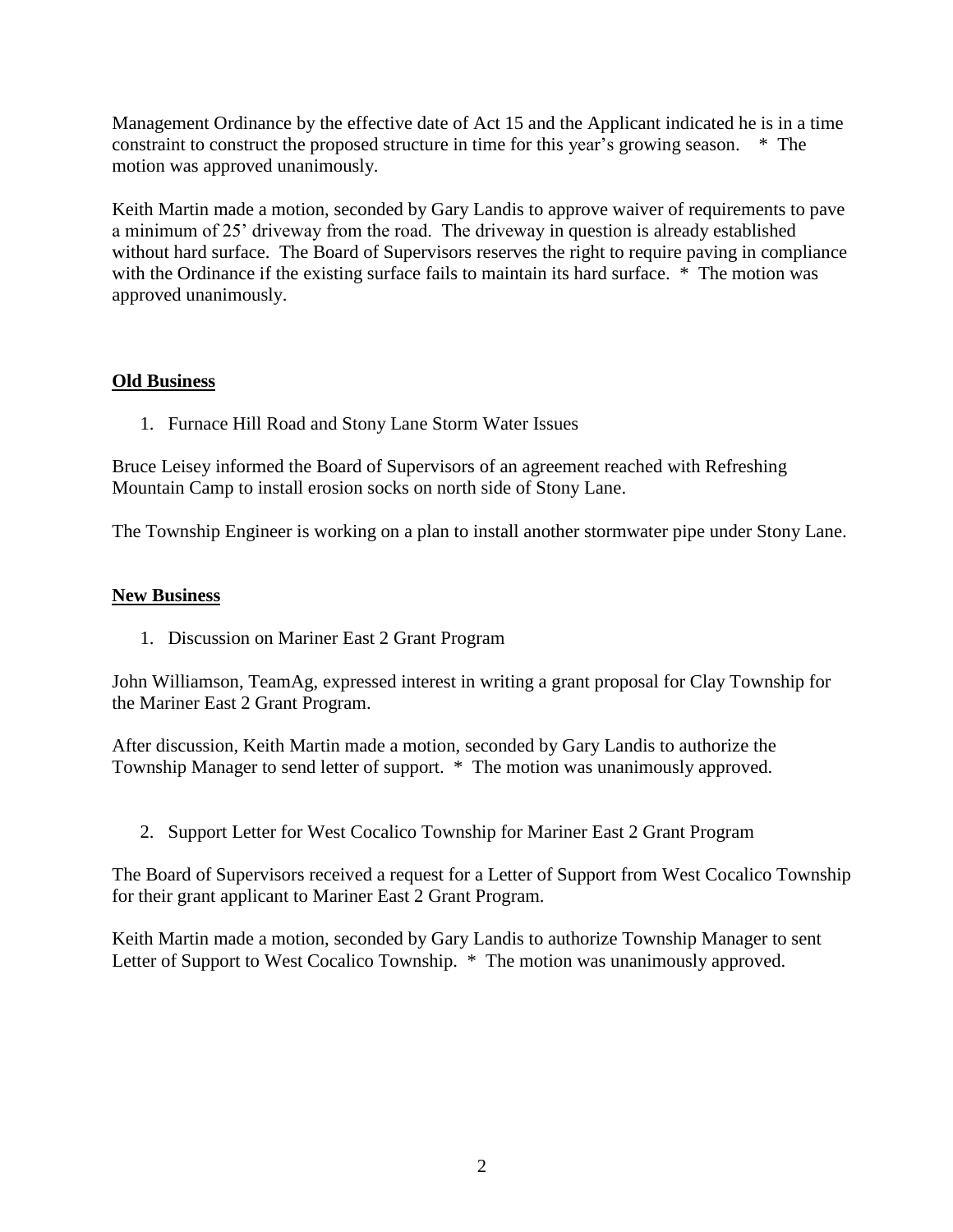Management Ordinance by the effective date of Act 15 and the Applicant indicated he is in a time constraint to construct the proposed structure in time for this year's growing season. * The motion was approved unanimously.

Keith Martin made a motion, seconded by Gary Landis to approve waiver of requirements to pave a minimum of 25' driveway from the road. The driveway in question is already established without hard surface. The Board of Supervisors reserves the right to require paving in compliance with the Ordinance if the existing surface fails to maintain its hard surface. * The motion was approved unanimously.

**Old Business**

1. Furnace Hill Road and Stony Lane Storm Water Issues

Bruce Leisey informed the Board of Supervisors of an agreement reached with Refreshing Mountain Camp to install erosion socks on north side of Stony Lane.

The Township Engineer is working on a plan to install another stormwater pipe under Stony Lane.

**New Business**

1. Discussion on Mariner East 2 Grant Program

John Williamson, TeamAg, expressed interest in writing a grant proposal for Clay Township for the Mariner East 2 Grant Program.

After discussion, Keith Martin made a motion, seconded by Gary Landis to authorize the Township Manager to send letter of support. * The motion was unanimously approved.

2. Support Letter for West Cocalico Township for Mariner East 2 Grant Program

The Board of Supervisors received a request for a Letter of Support from West Cocalico Township for their grant applicant to Mariner East 2 Grant Program.

Keith Martin made a motion, seconded by Gary Landis to authorize Township Manager to sent Letter of Support to West Cocalico Township. * The motion was unanimously approved.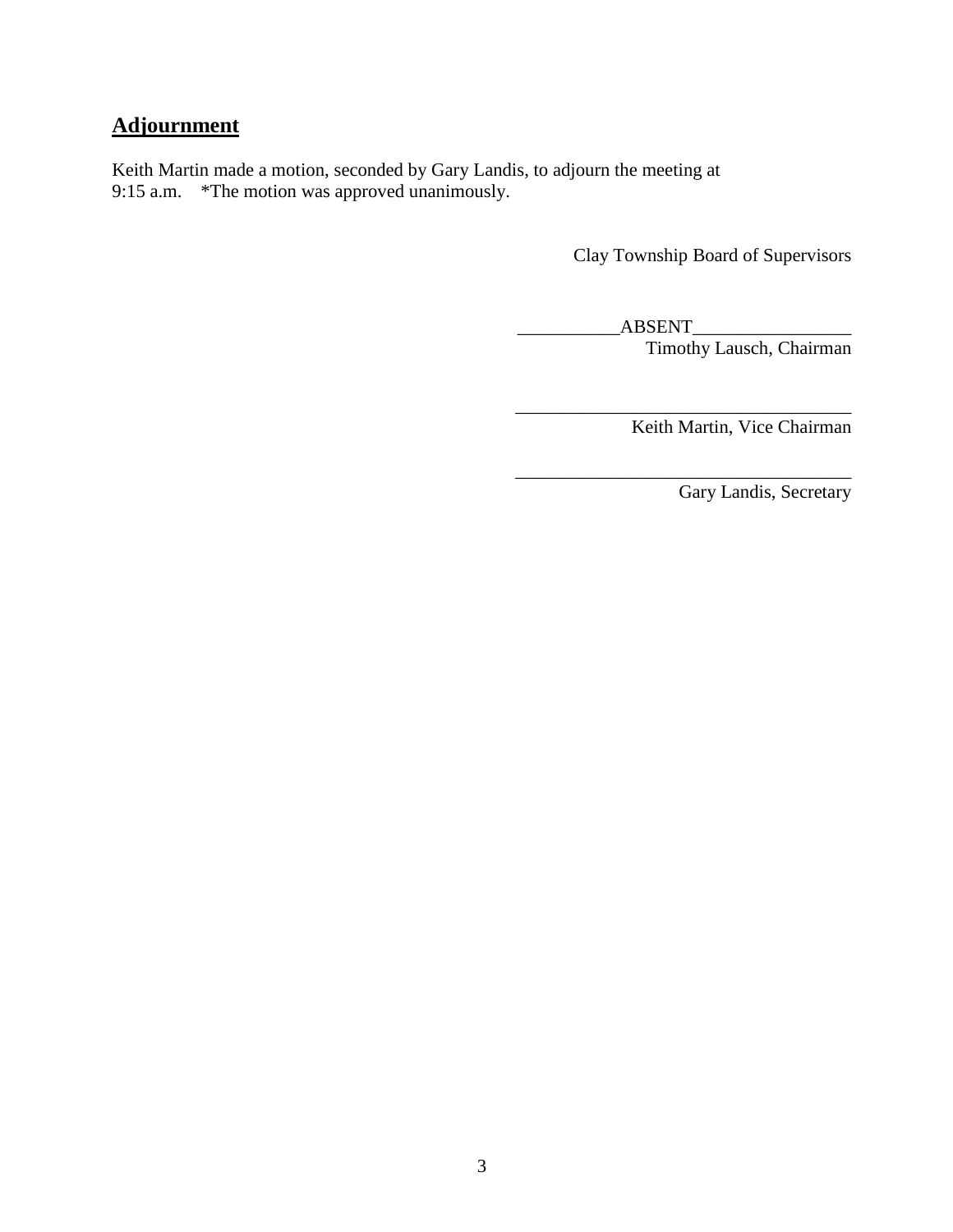## **Adjournment**

Keith Martin made a motion, seconded by Gary Landis, to adjourn the meeting at 9:15 a.m. *The motion was approved unanimously.

Clay Township Board of Supervisors

___________ABSENT_________________
Timothy Lausch, Chairman

_____________________________________
Keith Martin, Vice Chairman

_____________________________________
Gary Landis, Secretary